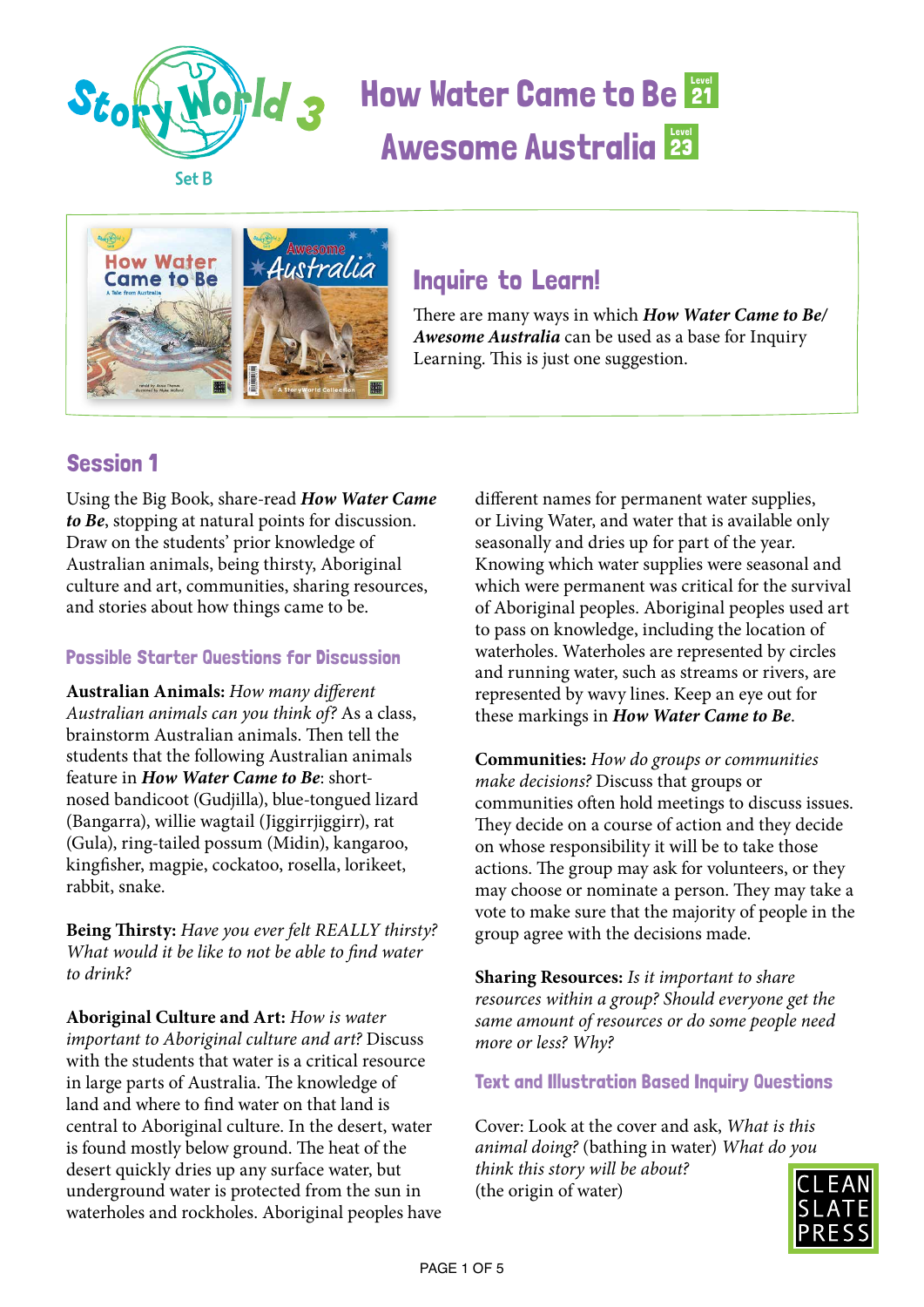# How Water Came to Be Level 21
# Awesome Australia Level 23

Story World 3 Set B

## Inquire to Learn!

There are many ways in which ***How Water Came to Be/ Awesome Australia*** can be used as a base for Inquiry Learning. This is just one suggestion.

## Session 1

Using the Big Book, share-read ***How Water Came to Be***, stopping at natural points for discussion. Draw on the students' prior knowledge of Australian animals, being thirsty, Aboriginal culture and art, communities, sharing resources, and stories about how things came to be.

### Possible Starter Questions for Discussion

**Australian Animals:** *How many different Australian animals can you think of?* As a class, brainstorm Australian animals. Then tell the students that the following Australian animals feature in ***How Water Came to Be***: short-nosed bandicoot (Gudjilla), blue-tongued lizard (Bangarra), willie wagtail (Jiggirrjiggirr), rat (Gula), ring-tailed possum (Midin), kangaroo, kingfisher, magpie, cockatoo, rosella, lorikeet, rabbit, snake.

**Being Thirsty:** *Have you ever felt REALLY thirsty? What would it be like to not be able to find water to drink?*

**Aboriginal Culture and Art:** *How is water important to Aboriginal culture and art?* Discuss with the students that water is a critical resource in large parts of Australia. The knowledge of land and where to find water on that land is central to Aboriginal culture. In the desert, water is found mostly below ground. The heat of the desert quickly dries up any surface water, but underground water is protected from the sun in waterholes and rockholes. Aboriginal peoples have different names for permanent water supplies, or Living Water, and water that is available only seasonally and dries up for part of the year. Knowing which water supplies were seasonal and which were permanent was critical for the survival of Aboriginal peoples. Aboriginal peoples used art to pass on knowledge, including the location of waterholes. Waterholes are represented by circles and running water, such as streams or rivers, are represented by wavy lines. Keep an eye out for these markings in ***How Water Came to Be***.

**Communities:** *How do groups or communities make decisions?* Discuss that groups or communities often hold meetings to discuss issues. They decide on a course of action and they decide on whose responsibility it will be to take those actions. The group may ask for volunteers, or they may choose or nominate a person. They may take a vote to make sure that the majority of people in the group agree with the decisions made.

**Sharing Resources:** *Is it important to share resources within a group? Should everyone get the same amount of resources or do some people need more or less? Why?*

### Text and Illustration Based Inquiry Questions

Cover: Look at the cover and ask, *What is this animal doing?* (bathing in water) *What do you think this story will be about?* (the origin of water)

CLEAN SLATE PRESS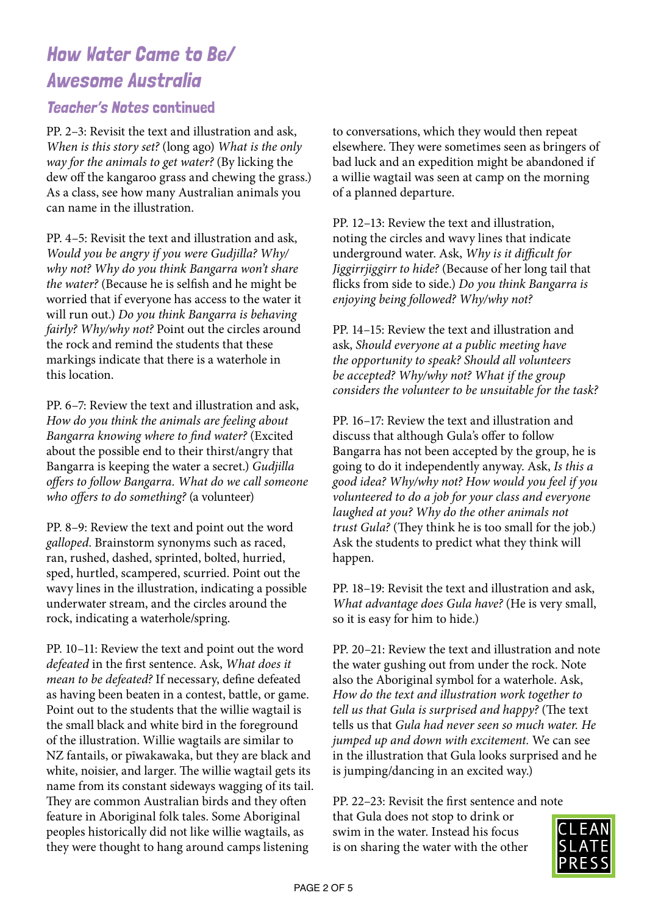## How Water Came to Be/ Awesome Australia

### Teacher's Notes continued

PP. 2–3: Revisit the text and illustration and ask, *When is this story set?* (long ago) *What is the only way for the animals to get water?* (By licking the dew off the kangaroo grass and chewing the grass.) As a class, see how many Australian animals you can name in the illustration.

PP. 4–5: Revisit the text and illustration and ask, *Would you be angry if you were Gudjilla? Why/why not? Why do you think Bangarra won't share the water?* (Because he is selfish and he might be worried that if everyone has access to the water it will run out.) *Do you think Bangarra is behaving fairly? Why/why not?* Point out the circles around the rock and remind the students that these markings indicate that there is a waterhole in this location.

PP. 6–7: Review the text and illustration and ask, *How do you think the animals are feeling about Bangarra knowing where to find water?* (Excited about the possible end to their thirst/angry that Bangarra is keeping the water a secret.) *Gudjilla offers to follow Bangarra. What do we call someone who offers to do something?* (a volunteer)

PP. 8–9: Review the text and point out the word *galloped*. Brainstorm synonyms such as raced, ran, rushed, dashed, sprinted, bolted, hurried, sped, hurtled, scampered, scurried. Point out the wavy lines in the illustration, indicating a possible underwater stream, and the circles around the rock, indicating a waterhole/spring.

PP. 10–11: Review the text and point out the word *defeated* in the first sentence. Ask, *What does it mean to be defeated?* If necessary, define defeated as having been beaten in a contest, battle, or game. Point out to the students that the willie wagtail is the small black and white bird in the foreground of the illustration. Willie wagtails are similar to NZ fantails, or pīwakawaka, but they are black and white, noisier, and larger. The willie wagtail gets its name from its constant sideways wagging of its tail. They are common Australian birds and they often feature in Aboriginal folk tales. Some Aboriginal peoples historically did not like willie wagtails, as they were thought to hang around camps listening to conversations, which they would then repeat elsewhere. They were sometimes seen as bringers of bad luck and an expedition might be abandoned if a willie wagtail was seen at camp on the morning of a planned departure.

PP. 12–13: Review the text and illustration, noting the circles and wavy lines that indicate underground water. Ask, *Why is it difficult for Jiggirrjiggirr to hide?* (Because of her long tail that flicks from side to side.) *Do you think Bangarra is enjoying being followed? Why/why not?*

PP. 14–15: Review the text and illustration and ask, *Should everyone at a public meeting have the opportunity to speak? Should all volunteers be accepted? Why/why not? What if the group considers the volunteer to be unsuitable for the task?*

PP. 16–17: Review the text and illustration and discuss that although Gula's offer to follow Bangarra has not been accepted by the group, he is going to do it independently anyway. Ask, *Is this a good idea? Why/why not? How would you feel if you volunteered to do a job for your class and everyone laughed at you? Why do the other animals not trust Gula?* (They think he is too small for the job.) Ask the students to predict what they think will happen.

PP. 18–19: Revisit the text and illustration and ask, *What advantage does Gula have?* (He is very small, so it is easy for him to hide.)

PP. 20–21: Review the text and illustration and note the water gushing out from under the rock. Note also the Aboriginal symbol for a waterhole. Ask, *How do the text and illustration work together to tell us that Gula is surprised and happy?* (The text tells us that *Gula had never seen so much water. He jumped up and down with excitement.* We can see in the illustration that Gula looks surprised and he is jumping/dancing in an excited way.)

PP. 22–23: Revisit the first sentence and note that Gula does not stop to drink or swim in the water. Instead his focus is on sharing the water with the other

CLEAN SLATE PRESS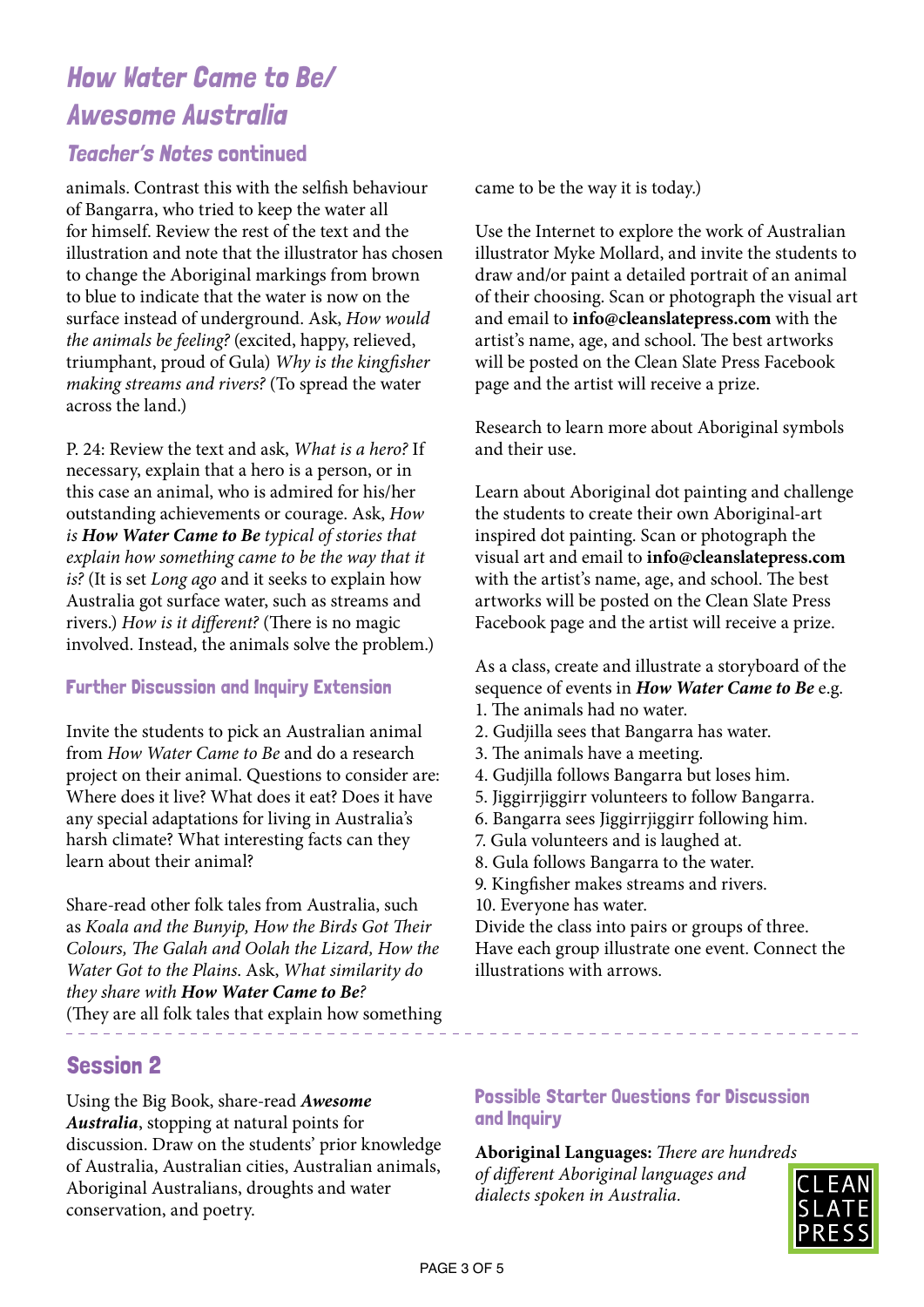# *How Water Came to Be/ Awesome Australia*

## *Teacher's Notes* continued

animals. Contrast this with the selfish behaviour of Bangarra, who tried to keep the water all for himself. Review the rest of the text and the illustration and note that the illustrator has chosen to change the Aboriginal markings from brown to blue to indicate that the water is now on the surface instead of underground. Ask, *How would the animals be feeling?* (excited, happy, relieved, triumphant, proud of Gula) *Why is the kingfisher making streams and rivers?* (To spread the water across the land.)

P. 24: Review the text and ask, *What is a hero?* If necessary, explain that a hero is a person, or in this case an animal, who is admired for his/her outstanding achievements or courage. Ask, *How is **How Water Came to Be** typical of stories that explain how something came to be the way that it is?* (It is set *Long ago* and it seeks to explain how Australia got surface water, such as streams and rivers.) *How is it different?* (There is no magic involved. Instead, the animals solve the problem.)

### Further Discussion and Inquiry Extension

Invite the students to pick an Australian animal from *How Water Came to Be* and do a research project on their animal. Questions to consider are: Where does it live? What does it eat? Does it have any special adaptations for living in Australia's harsh climate? What interesting facts can they learn about their animal?

Share-read other folk tales from Australia, such as *Koala and the Bunyip, How the Birds Got Their Colours, The Galah and Oolah the Lizard, How the Water Got to the Plains.* Ask, *What similarity do they share with **How Water Came to Be?*** (They are all folk tales that explain how something came to be the way it is today.)

Use the Internet to explore the work of Australian illustrator Myke Mollard, and invite the students to draw and/or paint a detailed portrait of an animal of their choosing. Scan or photograph the visual art and email to **info@cleanslatepress.com** with the artist's name, age, and school. The best artworks will be posted on the Clean Slate Press Facebook page and the artist will receive a prize.

Research to learn more about Aboriginal symbols and their use.

Learn about Aboriginal dot painting and challenge the students to create their own Aboriginal-art inspired dot painting. Scan or photograph the visual art and email to **info@cleanslatepress.com** with the artist's name, age, and school. The best artworks will be posted on the Clean Slate Press Facebook page and the artist will receive a prize.

As a class, create and illustrate a storyboard of the sequence of events in ***How Water Came to Be*** e.g.

1. The animals had no water.
2. Gudjilla sees that Bangarra has water.
3. The animals have a meeting.
4. Gudjilla follows Bangarra but loses him.
5. Jiggirrjiggirr volunteers to follow Bangarra.
6. Bangarra sees Jiggirrjiggirr following him.
7. Gula volunteers and is laughed at.
8. Gula follows Bangarra to the water.
9. Kingfisher makes streams and rivers.
10. Everyone has water.

Divide the class into pairs or groups of three. Have each group illustrate one event. Connect the illustrations with arrows.

## Session 2

Using the Big Book, share-read ***Awesome Australia***, stopping at natural points for discussion. Draw on the students' prior knowledge of Australia, Australian cities, Australian animals, Aboriginal Australians, droughts and water conservation, and poetry.

### Possible Starter Questions for Discussion and Inquiry

**Aboriginal Languages:** *There are hundreds of different Aboriginal languages and dialects spoken in Australia.*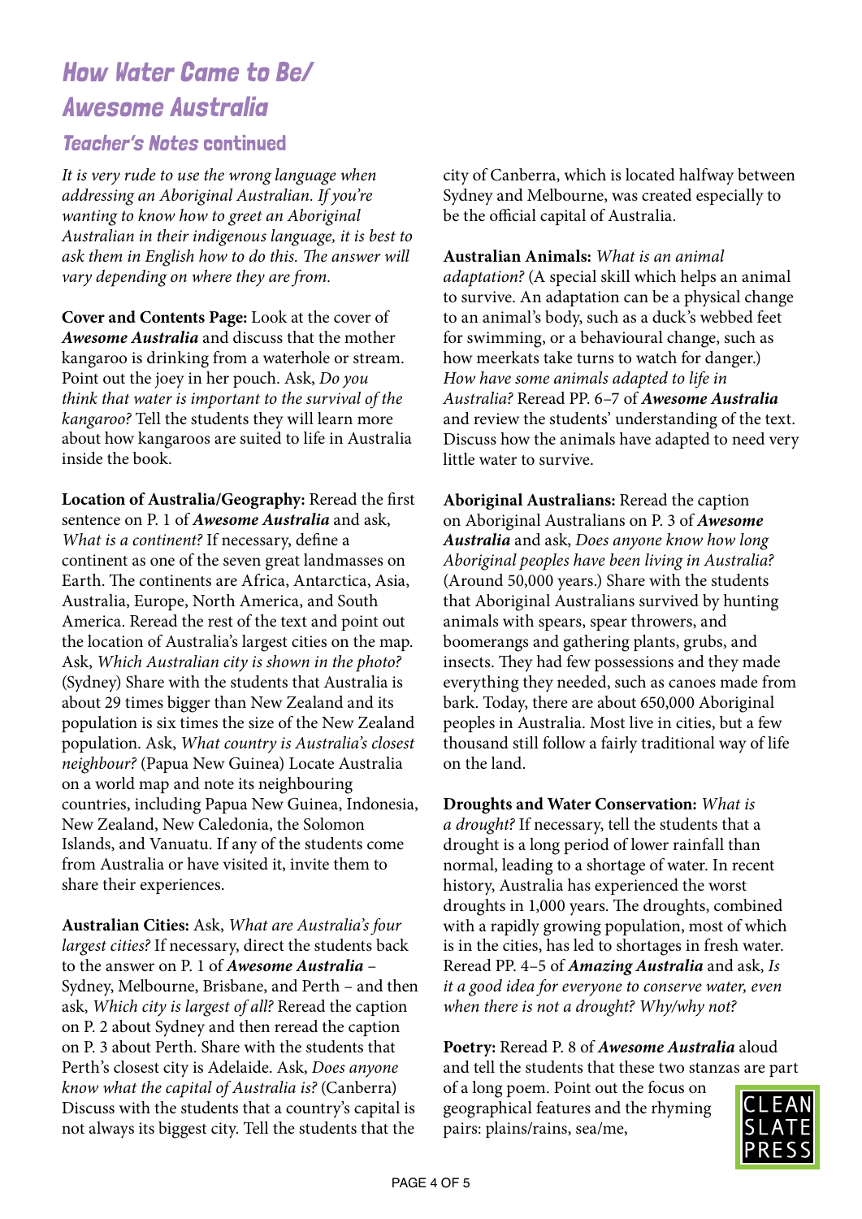# How Water Came to Be/ Awesome Australia

## Teacher's Notes continued

*It is very rude to use the wrong language when addressing an Aboriginal Australian. If you're wanting to know how to greet an Aboriginal Australian in their indigenous language, it is best to ask them in English how to do this. The answer will vary depending on where they are from.*

**Cover and Contents Page:** Look at the cover of ***Awesome Australia*** and discuss that the mother kangaroo is drinking from a waterhole or stream. Point out the joey in her pouch. Ask, *Do you think that water is important to the survival of the kangaroo?* Tell the students they will learn more about how kangaroos are suited to life in Australia inside the book.

**Location of Australia/Geography:** Reread the first sentence on P. 1 of ***Awesome Australia*** and ask, *What is a continent?* If necessary, define a continent as one of the seven great landmasses on Earth. The continents are Africa, Antarctica, Asia, Australia, Europe, North America, and South America. Reread the rest of the text and point out the location of Australia's largest cities on the map. Ask, *Which Australian city is shown in the photo?* (Sydney) Share with the students that Australia is about 29 times bigger than New Zealand and its population is six times the size of the New Zealand population. Ask, *What country is Australia's closest neighbour?* (Papua New Guinea) Locate Australia on a world map and note its neighbouring countries, including Papua New Guinea, Indonesia, New Zealand, New Caledonia, the Solomon Islands, and Vanuatu. If any of the students come from Australia or have visited it, invite them to share their experiences.

**Australian Cities:** Ask, *What are Australia's four largest cities?* If necessary, direct the students back to the answer on P. 1 of ***Awesome Australia*** – Sydney, Melbourne, Brisbane, and Perth – and then ask, *Which city is largest of all?* Reread the caption on P. 2 about Sydney and then reread the caption on P. 3 about Perth. Share with the students that Perth's closest city is Adelaide. Ask, *Does anyone know what the capital of Australia is?* (Canberra) Discuss with the students that a country's capital is not always its biggest city. Tell the students that the city of Canberra, which is located halfway between Sydney and Melbourne, was created especially to be the official capital of Australia.

**Australian Animals:** *What is an animal adaptation?* (A special skill which helps an animal to survive. An adaptation can be a physical change to an animal's body, such as a duck's webbed feet for swimming, or a behavioural change, such as how meerkats take turns to watch for danger.) *How have some animals adapted to life in Australia?* Reread PP. 6–7 of ***Awesome Australia*** and review the students' understanding of the text. Discuss how the animals have adapted to need very little water to survive.

**Aboriginal Australians:** Reread the caption on Aboriginal Australians on P. 3 of ***Awesome Australia*** and ask, *Does anyone know how long Aboriginal peoples have been living in Australia?* (Around 50,000 years.) Share with the students that Aboriginal Australians survived by hunting animals with spears, spear throwers, and boomerangs and gathering plants, grubs, and insects. They had few possessions and they made everything they needed, such as canoes made from bark. Today, there are about 650,000 Aboriginal peoples in Australia. Most live in cities, but a few thousand still follow a fairly traditional way of life on the land.

**Droughts and Water Conservation:** *What is a drought?* If necessary, tell the students that a drought is a long period of lower rainfall than normal, leading to a shortage of water. In recent history, Australia has experienced the worst droughts in 1,000 years. The droughts, combined with a rapidly growing population, most of which is in the cities, has led to shortages in fresh water. Reread PP. 4–5 of ***Amazing Australia*** and ask, *Is it a good idea for everyone to conserve water, even when there is not a drought? Why/why not?*

**Poetry:** Reread P. 8 of ***Awesome Australia*** aloud and tell the students that these two stanzas are part of a long poem. Point out the focus on geographical features and the rhyming pairs: plains/rains, sea/me,

CLEAN SLATE PRESS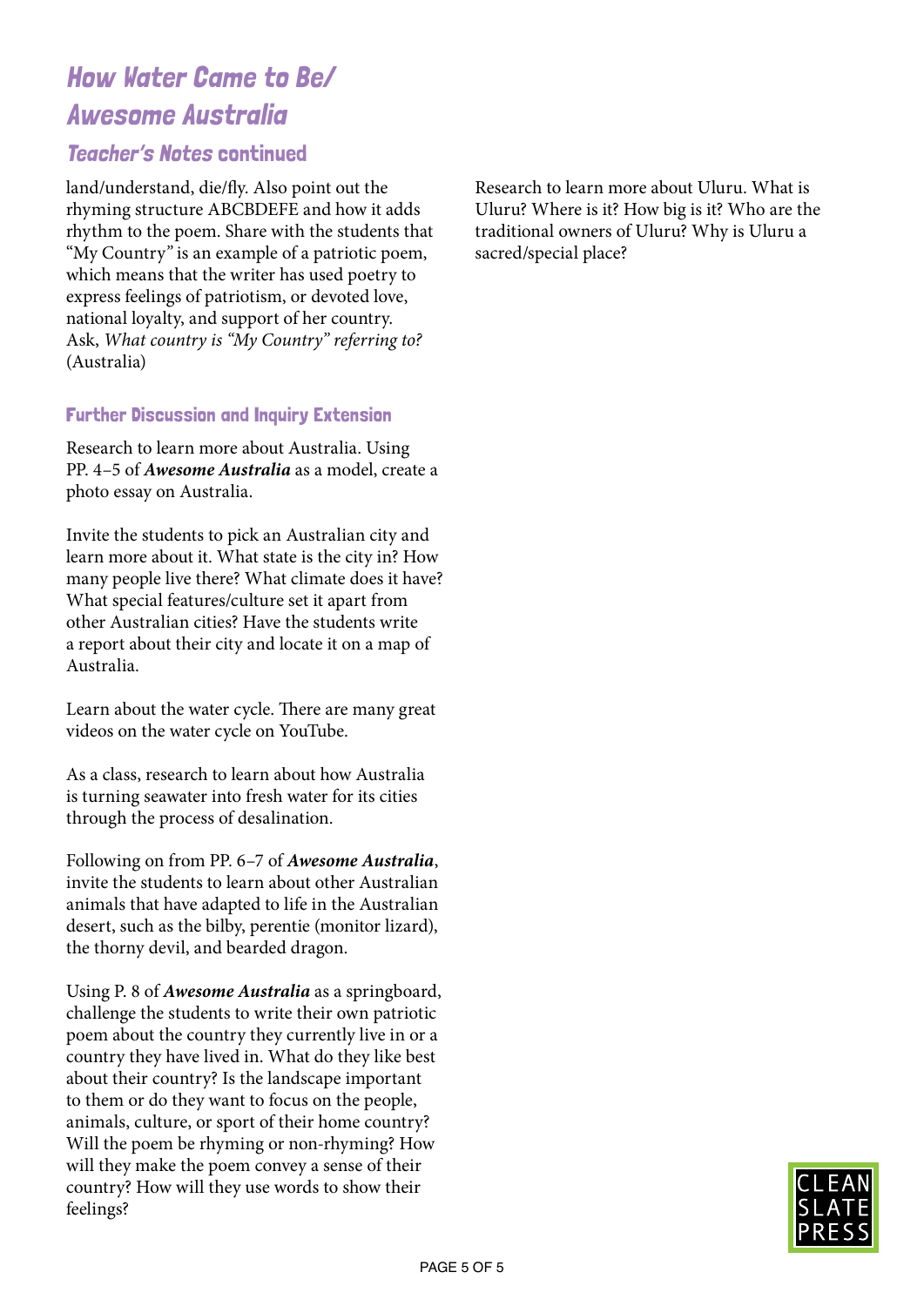# *How Water Came to Be/ Awesome Australia*

## *Teacher's Notes* continued

land/understand, die/fly. Also point out the rhyming structure ABCBDEFE and how it adds rhythm to the poem. Share with the students that "My Country" is an example of a patriotic poem, which means that the writer has used poetry to express feelings of patriotism, or devoted love, national loyalty, and support of her country. Ask, *What country is "My Country" referring to?* (Australia)

### Further Discussion and Inquiry Extension

Research to learn more about Australia. Using PP. 4–5 of ***Awesome Australia*** as a model, create a photo essay on Australia.

Invite the students to pick an Australian city and learn more about it. What state is the city in? How many people live there? What climate does it have? What special features/culture set it apart from other Australian cities? Have the students write a report about their city and locate it on a map of Australia.

Learn about the water cycle. There are many great videos on the water cycle on YouTube.

As a class, research to learn about how Australia is turning seawater into fresh water for its cities through the process of desalination.

Following on from PP. 6–7 of ***Awesome Australia***, invite the students to learn about other Australian animals that have adapted to life in the Australian desert, such as the bilby, perentie (monitor lizard), the thorny devil, and bearded dragon.

Using P. 8 of ***Awesome Australia*** as a springboard, challenge the students to write their own patriotic poem about the country they currently live in or a country they have lived in. What do they like best about their country? Is the landscape important to them or do they want to focus on the people, animals, culture, or sport of their home country? Will the poem be rhyming or non-rhyming? How will they make the poem convey a sense of their country? How will they use words to show their feelings?

Research to learn more about Uluru. What is Uluru? Where is it? How big is it? Who are the traditional owners of Uluru? Why is Uluru a sacred/special place?

CLEAN SLATE PRESS